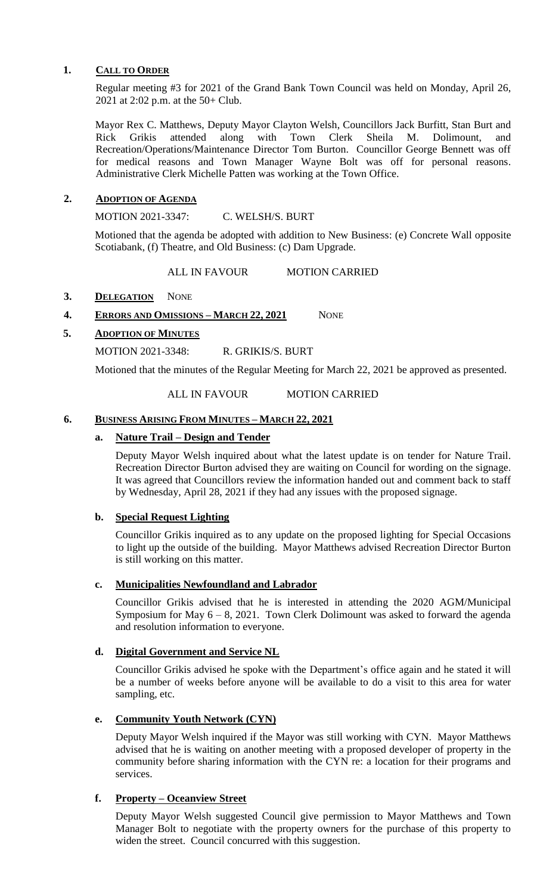## 1. CALL TO ORDER

Regular meeting #3 for 2021 of the Grand Bank Town Council was held on Monday, April 26, 2021 at 2:02 p.m. at the 50+ Club.

Mayor Rex C. Matthews, Deputy Mayor Clayton Welsh, Councillors Jack Burfitt, Stan Burt and Rick Grikis attended along with Town Clerk Sheila M. Dolimount, and Recreation/Operations/Maintenance Director Tom Burton. Councillor George Bennett was off for medical reasons and Town Manager Wayne Bolt was off for personal reasons. Administrative Clerk Michelle Patten was working at the Town Office.

## 2. ADOPTION OF AGENDA

MOTION 2021-3347: C. WELSH/S. BURT

Motioned that the agenda be adopted with addition to New Business: (e) Concrete Wall opposite Scotiabank, (f) Theatre, and Old Business: (c) Dam Upgrade.

ALL IN FAVOUR MOTION CARRIED

## 3. DELEGATION NONE

## 4. ERRORS AND OMISSIONS – MARCH 22, 2021 NONE

## 5. ADOPTION OF MINUTES

MOTION 2021-3348: R. GRIKIS/S. BURT

Motioned that the minutes of the Regular Meeting for March 22, 2021 be approved as presented.

ALL IN FAVOUR MOTION CARRIED

## 6. BUSINESS ARISING FROM MINUTES – MARCH 22, 2021

### a. Nature Trail – Design and Tender

Deputy Mayor Welsh inquired about what the latest update is on tender for Nature Trail. Recreation Director Burton advised they are waiting on Council for wording on the signage. It was agreed that Councillors review the information handed out and comment back to staff by Wednesday, April 28, 2021 if they had any issues with the proposed signage.

### b. Special Request Lighting

Councillor Grikis inquired as to any update on the proposed lighting for Special Occasions to light up the outside of the building. Mayor Matthews advised Recreation Director Burton is still working on this matter.

### c. Municipalities Newfoundland and Labrador

Councillor Grikis advised that he is interested in attending the 2020 AGM/Municipal Symposium for May 6 – 8, 2021. Town Clerk Dolimount was asked to forward the agenda and resolution information to everyone.

### d. Digital Government and Service NL

Councillor Grikis advised he spoke with the Department's office again and he stated it will be a number of weeks before anyone will be available to do a visit to this area for water sampling, etc.

### e. Community Youth Network (CYN)

Deputy Mayor Welsh inquired if the Mayor was still working with CYN. Mayor Matthews advised that he is waiting on another meeting with a proposed developer of property in the community before sharing information with the CYN re: a location for their programs and services.

### f. Property – Oceanview Street

Deputy Mayor Welsh suggested Council give permission to Mayor Matthews and Town Manager Bolt to negotiate with the property owners for the purchase of this property to widen the street. Council concurred with this suggestion.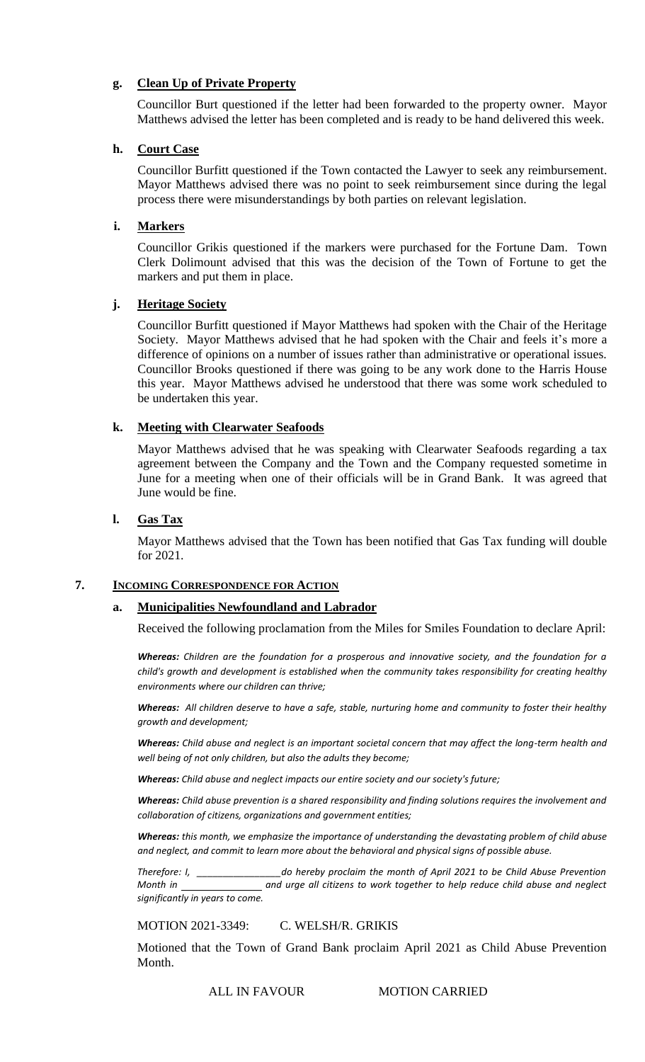#### g. **Clean Up of Private Property**

Councillor Burt questioned if the letter had been forwarded to the property owner. Mayor Matthews advised the letter has been completed and is ready to be hand delivered this week.

#### h. **Court Case**

Councillor Burfitt questioned if the Town contacted the Lawyer to seek any reimbursement. Mayor Matthews advised there was no point to seek reimbursement since during the legal process there were misunderstandings by both parties on relevant legislation.

#### i. **Markers**

Councillor Grikis questioned if the markers were purchased for the Fortune Dam. Town Clerk Dolimount advised that this was the decision of the Town of Fortune to get the markers and put them in place.

#### j. **Heritage Society**

Councillor Burfitt questioned if Mayor Matthews had spoken with the Chair of the Heritage Society. Mayor Matthews advised that he had spoken with the Chair and feels it's more a difference of opinions on a number of issues rather than administrative or operational issues. Councillor Brooks questioned if there was going to be any work done to the Harris House this year. Mayor Matthews advised he understood that there was some work scheduled to be undertaken this year.

#### k. **Meeting with Clearwater Seafoods**

Mayor Matthews advised that he was speaking with Clearwater Seafoods regarding a tax agreement between the Company and the Town and the Company requested sometime in June for a meeting when one of their officials will be in Grand Bank. It was agreed that June would be fine.

#### l. **Gas Tax**

Mayor Matthews advised that the Town has been notified that Gas Tax funding will double for 2021.

## 7. INCOMING CORRESPONDENCE FOR ACTION

#### a. **Municipalities Newfoundland and Labrador**

Received the following proclamation from the Miles for Smiles Foundation to declare April:

***Whereas:*** *Children are the foundation for a prosperous and innovative society, and the foundation for a child's growth and development is established when the community takes responsibility for creating healthy environments where our children can thrive;*

***Whereas:*** *All children deserve to have a safe, stable, nurturing home and community to foster their healthy growth and development;*

***Whereas:*** *Child abuse and neglect is an important societal concern that may affect the long-term health and well being of not only children, but also the adults they become;*

***Whereas:*** *Child abuse and neglect impacts our entire society and our society's future;*

***Whereas:*** *Child abuse prevention is a shared responsibility and finding solutions requires the involvement and collaboration of citizens, organizations and government entities;*

***Whereas:*** *this month, we emphasize the importance of understanding the devastating problem of child abuse and neglect, and commit to learn more about the behavioral and physical signs of possible abuse.*

*Therefore: I, ________________ do hereby proclaim the month of April 2021 to be Child Abuse Prevention Month in ______________ and urge all citizens to work together to help reduce child abuse and neglect significantly in years to come.*

MOTION 2021-3349: C. WELSH/R. GRIKIS

Motioned that the Town of Grand Bank proclaim April 2021 as Child Abuse Prevention Month.

ALL IN FAVOUR MOTION CARRIED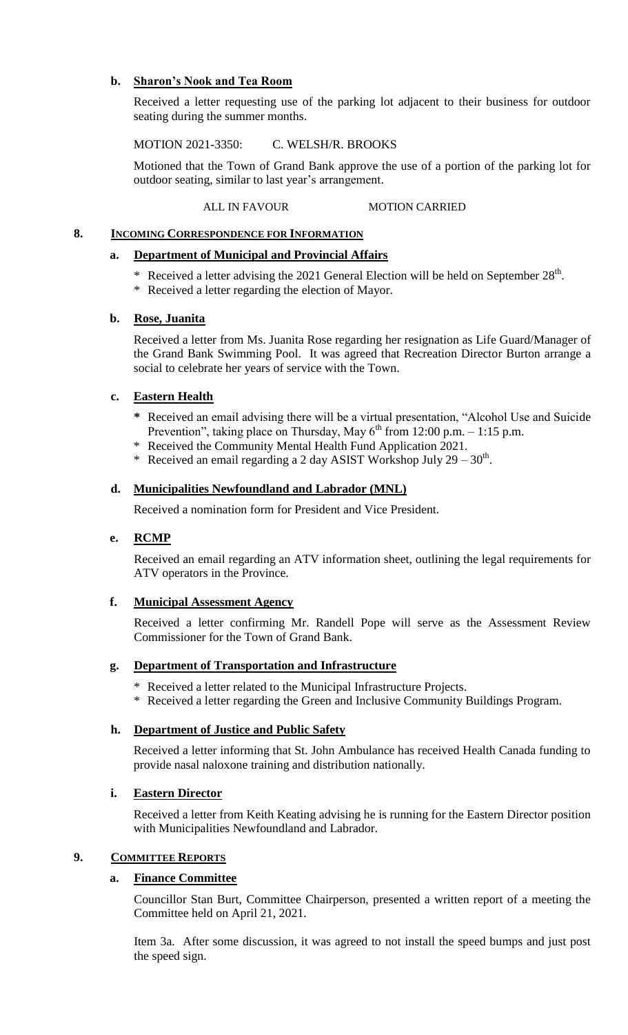### b. Sharon's Nook and Tea Room

Received a letter requesting use of the parking lot adjacent to their business for outdoor seating during the summer months.

MOTION 2021-3350: C. WELSH/R. BROOKS

Motioned that the Town of Grand Bank approve the use of a portion of the parking lot for outdoor seating, similar to last year's arrangement.

ALL IN FAVOUR MOTION CARRIED

## 8. INCOMING CORRESPONDENCE FOR INFORMATION

### a. Department of Municipal and Provincial Affairs

- Received a letter advising the 2021 General Election will be held on September 28th.
- Received a letter regarding the election of Mayor.

### b. Rose, Juanita

Received a letter from Ms. Juanita Rose regarding her resignation as Life Guard/Manager of the Grand Bank Swimming Pool. It was agreed that Recreation Director Burton arrange a social to celebrate her years of service with the Town.

### c. Eastern Health

- Received an email advising there will be a virtual presentation, "Alcohol Use and Suicide Prevention", taking place on Thursday, May 6th from 12:00 p.m. – 1:15 p.m.
- Received the Community Mental Health Fund Application 2021.
- Received an email regarding a 2 day ASIST Workshop July 29 – 30th.

### d. Municipalities Newfoundland and Labrador (MNL)

Received a nomination form for President and Vice President.

### e. RCMP

Received an email regarding an ATV information sheet, outlining the legal requirements for ATV operators in the Province.

### f. Municipal Assessment Agency

Received a letter confirming Mr. Randell Pope will serve as the Assessment Review Commissioner for the Town of Grand Bank.

### g. Department of Transportation and Infrastructure

- Received a letter related to the Municipal Infrastructure Projects.
- Received a letter regarding the Green and Inclusive Community Buildings Program.

### h. Department of Justice and Public Safety

Received a letter informing that St. John Ambulance has received Health Canada funding to provide nasal naloxone training and distribution nationally.

### i. Eastern Director

Received a letter from Keith Keating advising he is running for the Eastern Director position with Municipalities Newfoundland and Labrador.

## 9. COMMITTEE REPORTS

### a. Finance Committee

Councillor Stan Burt, Committee Chairperson, presented a written report of a meeting the Committee held on April 21, 2021.

Item 3a. After some discussion, it was agreed to not install the speed bumps and just post the speed sign.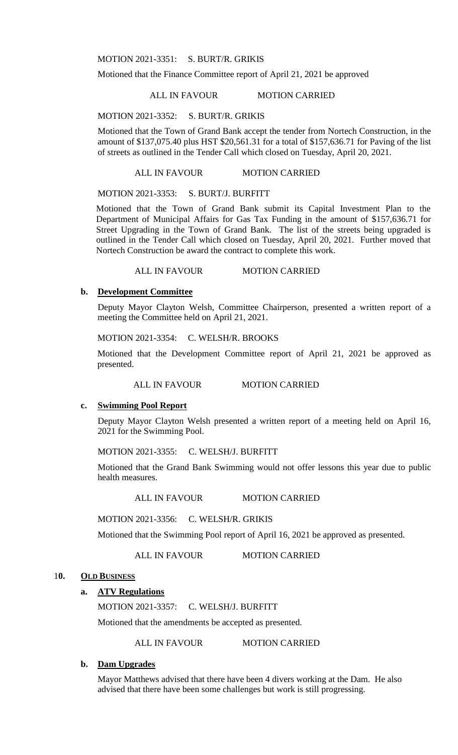MOTION 2021-3351: S. BURT/R. GRIKIS

Motioned that the Finance Committee report of April 21, 2021 be approved

ALL IN FAVOUR MOTION CARRIED

MOTION 2021-3352: S. BURT/R. GRIKIS

Motioned that the Town of Grand Bank accept the tender from Nortech Construction, in the amount of $137,075.40 plus HST $20,561.31 for a total of $157,636.71 for Paving of the list of streets as outlined in the Tender Call which closed on Tuesday, April 20, 2021.

ALL IN FAVOUR MOTION CARRIED

MOTION 2021-3353: S. BURT/J. BURFITT

Motioned that the Town of Grand Bank submit its Capital Investment Plan to the Department of Municipal Affairs for Gas Tax Funding in the amount of $157,636.71 for Street Upgrading in the Town of Grand Bank. The list of the streets being upgraded is outlined in the Tender Call which closed on Tuesday, April 20, 2021. Further moved that Nortech Construction be award the contract to complete this work.

ALL IN FAVOUR MOTION CARRIED

**b. Development Committee**

Deputy Mayor Clayton Welsh, Committee Chairperson, presented a written report of a meeting the Committee held on April 21, 2021.

MOTION 2021-3354: C. WELSH/R. BROOKS

Motioned that the Development Committee report of April 21, 2021 be approved as presented.

ALL IN FAVOUR MOTION CARRIED

**c. Swimming Pool Report**

Deputy Mayor Clayton Welsh presented a written report of a meeting held on April 16, 2021 for the Swimming Pool.

MOTION 2021-3355: C. WELSH/J. BURFITT

Motioned that the Grand Bank Swimming would not offer lessons this year due to public health measures.

ALL IN FAVOUR MOTION CARRIED

MOTION 2021-3356: C. WELSH/R. GRIKIS

Motioned that the Swimming Pool report of April 16, 2021 be approved as presented.

ALL IN FAVOUR MOTION CARRIED

**10. OLD BUSINESS**

**a. ATV Regulations**

MOTION 2021-3357: C. WELSH/J. BURFITT

Motioned that the amendments be accepted as presented.

ALL IN FAVOUR MOTION CARRIED

**b. Dam Upgrades**

Mayor Matthews advised that there have been 4 divers working at the Dam. He also advised that there have been some challenges but work is still progressing.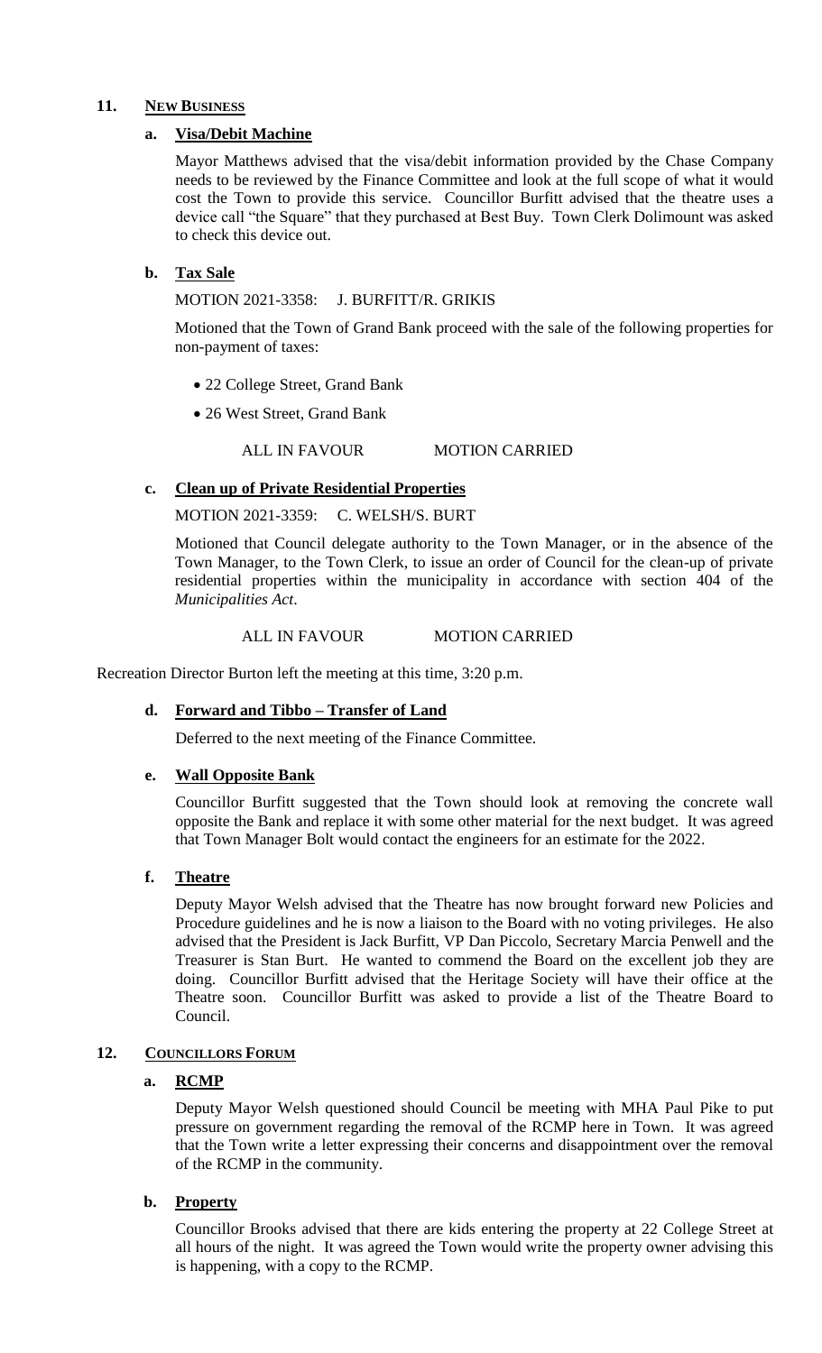## 11. NEW BUSINESS

### a. Visa/Debit Machine

Mayor Matthews advised that the visa/debit information provided by the Chase Company needs to be reviewed by the Finance Committee and look at the full scope of what it would cost the Town to provide this service. Councillor Burfitt advised that the theatre uses a device call "the Square" that they purchased at Best Buy. Town Clerk Dolimount was asked to check this device out.

### b. Tax Sale

MOTION 2021-3358: J. BURFITT/R. GRIKIS

Motioned that the Town of Grand Bank proceed with the sale of the following properties for non-payment of taxes:

- 22 College Street, Grand Bank
- 26 West Street, Grand Bank

ALL IN FAVOUR MOTION CARRIED

### c. Clean up of Private Residential Properties

MOTION 2021-3359: C. WELSH/S. BURT

Motioned that Council delegate authority to the Town Manager, or in the absence of the Town Manager, to the Town Clerk, to issue an order of Council for the clean-up of private residential properties within the municipality in accordance with section 404 of the *Municipalities Act*.

ALL IN FAVOUR MOTION CARRIED

Recreation Director Burton left the meeting at this time, 3:20 p.m.

### d. Forward and Tibbo – Transfer of Land

Deferred to the next meeting of the Finance Committee.

### e. Wall Opposite Bank

Councillor Burfitt suggested that the Town should look at removing the concrete wall opposite the Bank and replace it with some other material for the next budget. It was agreed that Town Manager Bolt would contact the engineers for an estimate for the 2022.

### f. Theatre

Deputy Mayor Welsh advised that the Theatre has now brought forward new Policies and Procedure guidelines and he is now a liaison to the Board with no voting privileges. He also advised that the President is Jack Burfitt, VP Dan Piccolo, Secretary Marcia Penwell and the Treasurer is Stan Burt. He wanted to commend the Board on the excellent job they are doing. Councillor Burfitt advised that the Heritage Society will have their office at the Theatre soon. Councillor Burfitt was asked to provide a list of the Theatre Board to Council.

## 12. COUNCILLORS FORUM

### a. RCMP

Deputy Mayor Welsh questioned should Council be meeting with MHA Paul Pike to put pressure on government regarding the removal of the RCMP here in Town. It was agreed that the Town write a letter expressing their concerns and disappointment over the removal of the RCMP in the community.

### b. Property

Councillor Brooks advised that there are kids entering the property at 22 College Street at all hours of the night. It was agreed the Town would write the property owner advising this is happening, with a copy to the RCMP.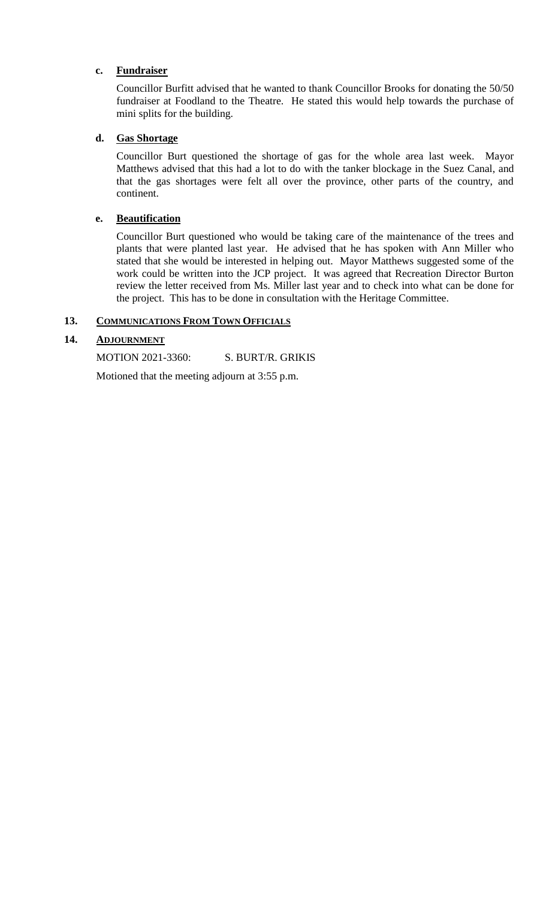**c. Fundraiser**

Councillor Burfitt advised that he wanted to thank Councillor Brooks for donating the 50/50 fundraiser at Foodland to the Theatre. He stated this would help towards the purchase of mini splits for the building.

**d. Gas Shortage**

Councillor Burt questioned the shortage of gas for the whole area last week. Mayor Matthews advised that this had a lot to do with the tanker blockage in the Suez Canal, and that the gas shortages were felt all over the province, other parts of the country, and continent.

**e. Beautification**

Councillor Burt questioned who would be taking care of the maintenance of the trees and plants that were planted last year. He advised that he has spoken with Ann Miller who stated that she would be interested in helping out. Mayor Matthews suggested some of the work could be written into the JCP project. It was agreed that Recreation Director Burton review the letter received from Ms. Miller last year and to check into what can be done for the project. This has to be done in consultation with the Heritage Committee.

## 13. COMMUNICATIONS FROM TOWN OFFICIALS

## 14. ADJOURNMENT

MOTION 2021-3360: S. BURT/R. GRIKIS

Motioned that the meeting adjourn at 3:55 p.m.